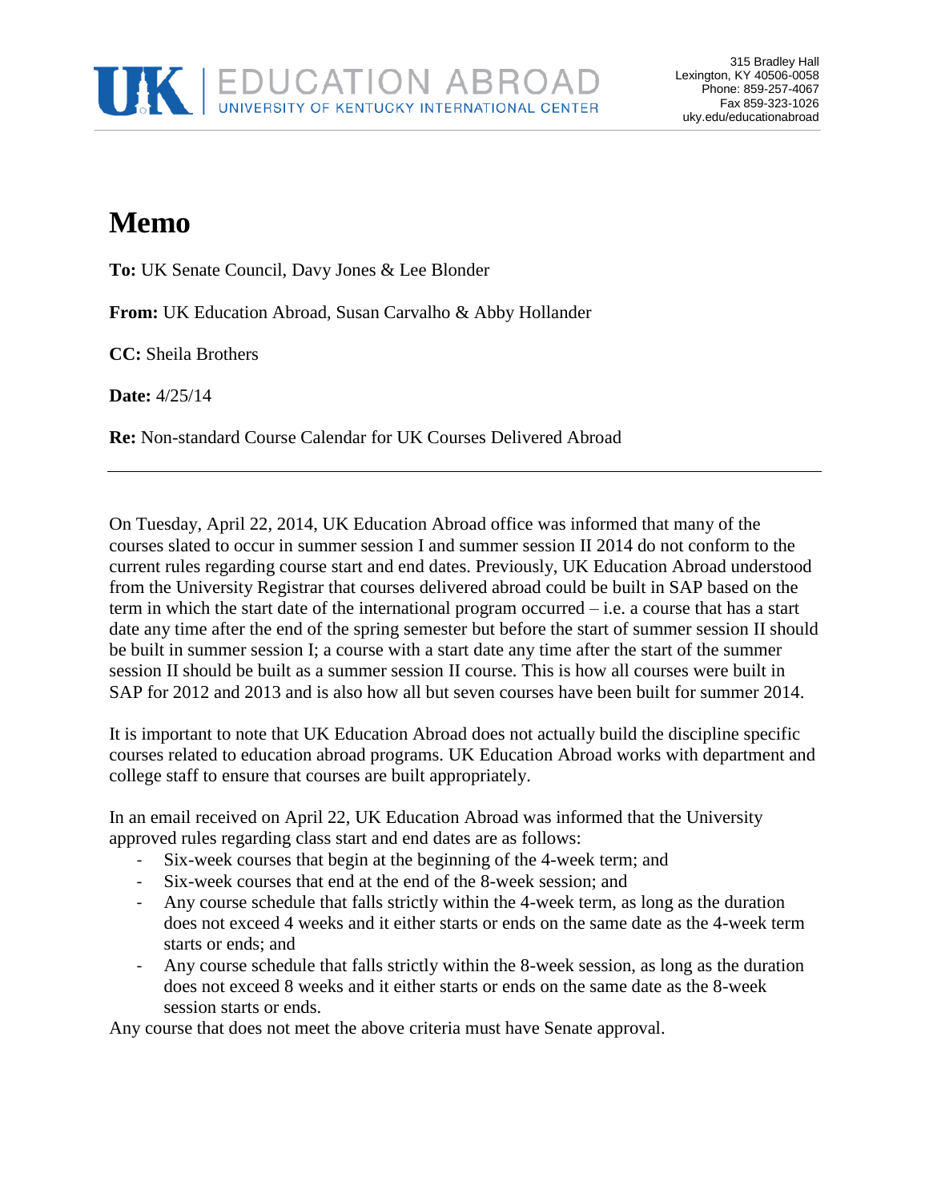UK | EDUCATION ABROAD
UNIVERSITY OF KENTUCKY INTERNATIONAL CENTER

315 Bradley Hall
Lexington, KY 40506-0058
Phone: 859-257-4067
Fax 859-323-1026
uky.edu/educationabroad

# Memo

**To:** UK Senate Council, Davy Jones & Lee Blonder

**From:** UK Education Abroad, Susan Carvalho & Abby Hollander

**CC:** Sheila Brothers

**Date:** 4/25/14

**Re:** Non-standard Course Calendar for UK Courses Delivered Abroad

---

On Tuesday, April 22, 2014, UK Education Abroad office was informed that many of the courses slated to occur in summer session I and summer session II 2014 do not conform to the current rules regarding course start and end dates. Previously, UK Education Abroad understood from the University Registrar that courses delivered abroad could be built in SAP based on the term in which the start date of the international program occurred – i.e. a course that has a start date any time after the end of the spring semester but before the start of summer session II should be built in summer session I; a course with a start date any time after the start of the summer session II should be built as a summer session II course. This is how all courses were built in SAP for 2012 and 2013 and is also how all but seven courses have been built for summer 2014.

It is important to note that UK Education Abroad does not actually build the discipline specific courses related to education abroad programs. UK Education Abroad works with department and college staff to ensure that courses are built appropriately.

In an email received on April 22, UK Education Abroad was informed that the University approved rules regarding class start and end dates are as follows:

- Six-week courses that begin at the beginning of the 4-week term; and
- Six-week courses that end at the end of the 8-week session; and
- Any course schedule that falls strictly within the 4-week term, as long as the duration does not exceed 4 weeks and it either starts or ends on the same date as the 4-week term starts or ends; and
- Any course schedule that falls strictly within the 8-week session, as long as the duration does not exceed 8 weeks and it either starts or ends on the same date as the 8-week session starts or ends.

Any course that does not meet the above criteria must have Senate approval.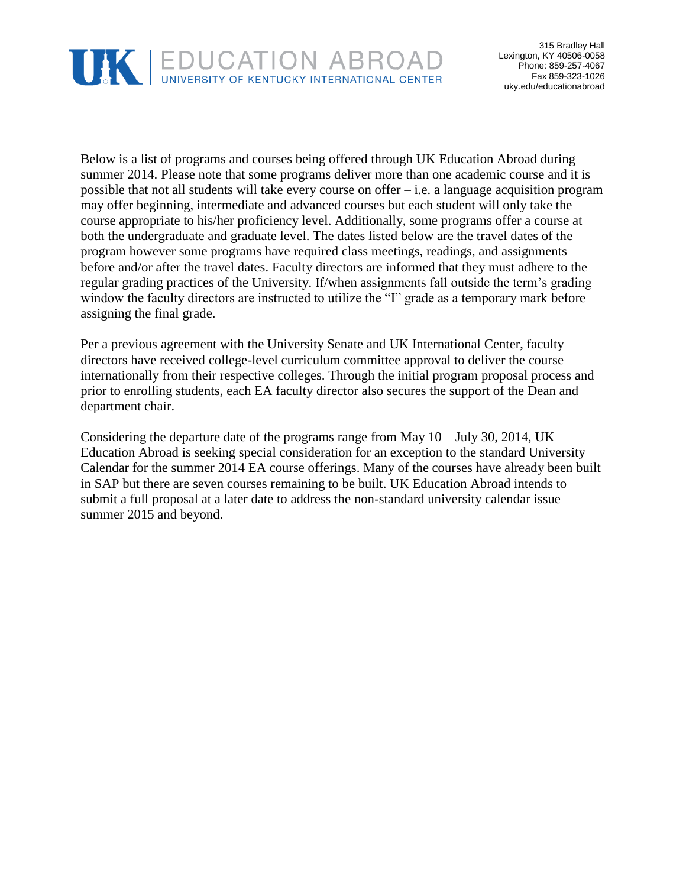# UK | EDUCATION ABROAD
UNIVERSITY OF KENTUCKY INTERNATIONAL CENTER

315 Bradley Hall
Lexington, KY 40506-0058
Phone: 859-257-4067
Fax 859-323-1026
uky.edu/educationabroad

Below is a list of programs and courses being offered through UK Education Abroad during summer 2014. Please note that some programs deliver more than one academic course and it is possible that not all students will take every course on offer – i.e. a language acquisition program may offer beginning, intermediate and advanced courses but each student will only take the course appropriate to his/her proficiency level. Additionally, some programs offer a course at both the undergraduate and graduate level. The dates listed below are the travel dates of the program however some programs have required class meetings, readings, and assignments before and/or after the travel dates. Faculty directors are informed that they must adhere to the regular grading practices of the University. If/when assignments fall outside the term's grading window the faculty directors are instructed to utilize the "I" grade as a temporary mark before assigning the final grade.

Per a previous agreement with the University Senate and UK International Center, faculty directors have received college-level curriculum committee approval to deliver the course internationally from their respective colleges. Through the initial program proposal process and prior to enrolling students, each EA faculty director also secures the support of the Dean and department chair.

Considering the departure date of the programs range from May 10 – July 30, 2014, UK Education Abroad is seeking special consideration for an exception to the standard University Calendar for the summer 2014 EA course offerings. Many of the courses have already been built in SAP but there are seven courses remaining to be built. UK Education Abroad intends to submit a full proposal at a later date to address the non-standard university calendar issue summer 2015 and beyond.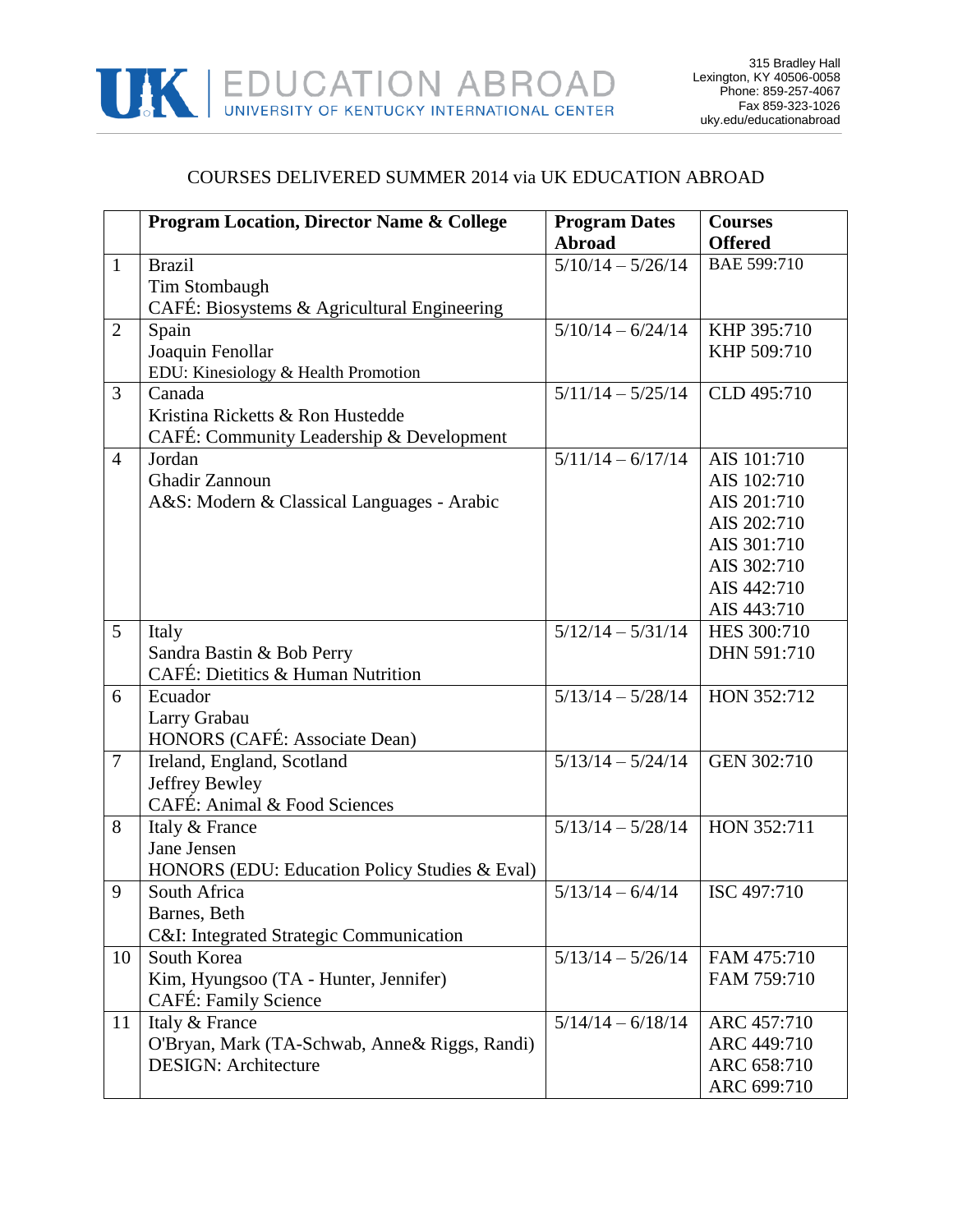UK | EDUCATION ABROAD
UNIVERSITY OF KENTUCKY INTERNATIONAL CENTER

315 Bradley Hall
Lexington, KY 40506-0058
Phone: 859-257-4067
Fax 859-323-1026
uky.edu/educationabroad

COURSES DELIVERED SUMMER 2014 via UK EDUCATION ABROAD

| | Program Location, Director Name & College | Program Dates Abroad | Courses Offered |
|---|---|---|---|
| 1 | Brazil<br>Tim Stombaugh<br>CAFÉ: Biosystems & Agricultural Engineering | 5/10/14 – 5/26/14 | BAE 599:710 |
| 2 | Spain<br>Joaquin Fenollar<br>EDU: Kinesiology & Health Promotion | 5/10/14 – 6/24/14 | KHP 395:710<br>KHP 509:710 |
| 3 | Canada<br>Kristina Ricketts & Ron Hustedde<br>CAFÉ: Community Leadership & Development | 5/11/14 – 5/25/14 | CLD 495:710 |
| 4 | Jordan<br>Ghadir Zannoun<br>A&S: Modern & Classical Languages - Arabic | 5/11/14 – 6/17/14 | AIS 101:710<br>AIS 102:710<br>AIS 201:710<br>AIS 202:710<br>AIS 301:710<br>AIS 302:710<br>AIS 442:710<br>AIS 443:710 |
| 5 | Italy<br>Sandra Bastin & Bob Perry<br>CAFÉ: Dietitics & Human Nutrition | 5/12/14 – 5/31/14 | HES 300:710<br>DHN 591:710 |
| 6 | Ecuador<br>Larry Grabau<br>HONORS (CAFÉ: Associate Dean) | 5/13/14 – 5/28/14 | HON 352:712 |
| 7 | Ireland, England, Scotland<br>Jeffrey Bewley<br>CAFÉ: Animal & Food Sciences | 5/13/14 – 5/24/14 | GEN 302:710 |
| 8 | Italy & France<br>Jane Jensen<br>HONORS (EDU: Education Policy Studies & Eval) | 5/13/14 – 5/28/14 | HON 352:711 |
| 9 | South Africa<br>Barnes, Beth<br>C&I: Integrated Strategic Communication | 5/13/14 – 6/4/14 | ISC 497:710 |
| 10 | South Korea<br>Kim, Hyungsoo (TA - Hunter, Jennifer)<br>CAFÉ: Family Science | 5/13/14 – 5/26/14 | FAM 475:710<br>FAM 759:710 |
| 11 | Italy & France<br>O'Bryan, Mark (TA-Schwab, Anne& Riggs, Randi)<br>DESIGN: Architecture | 5/14/14 – 6/18/14 | ARC 457:710<br>ARC 449:710<br>ARC 658:710<br>ARC 699:710 |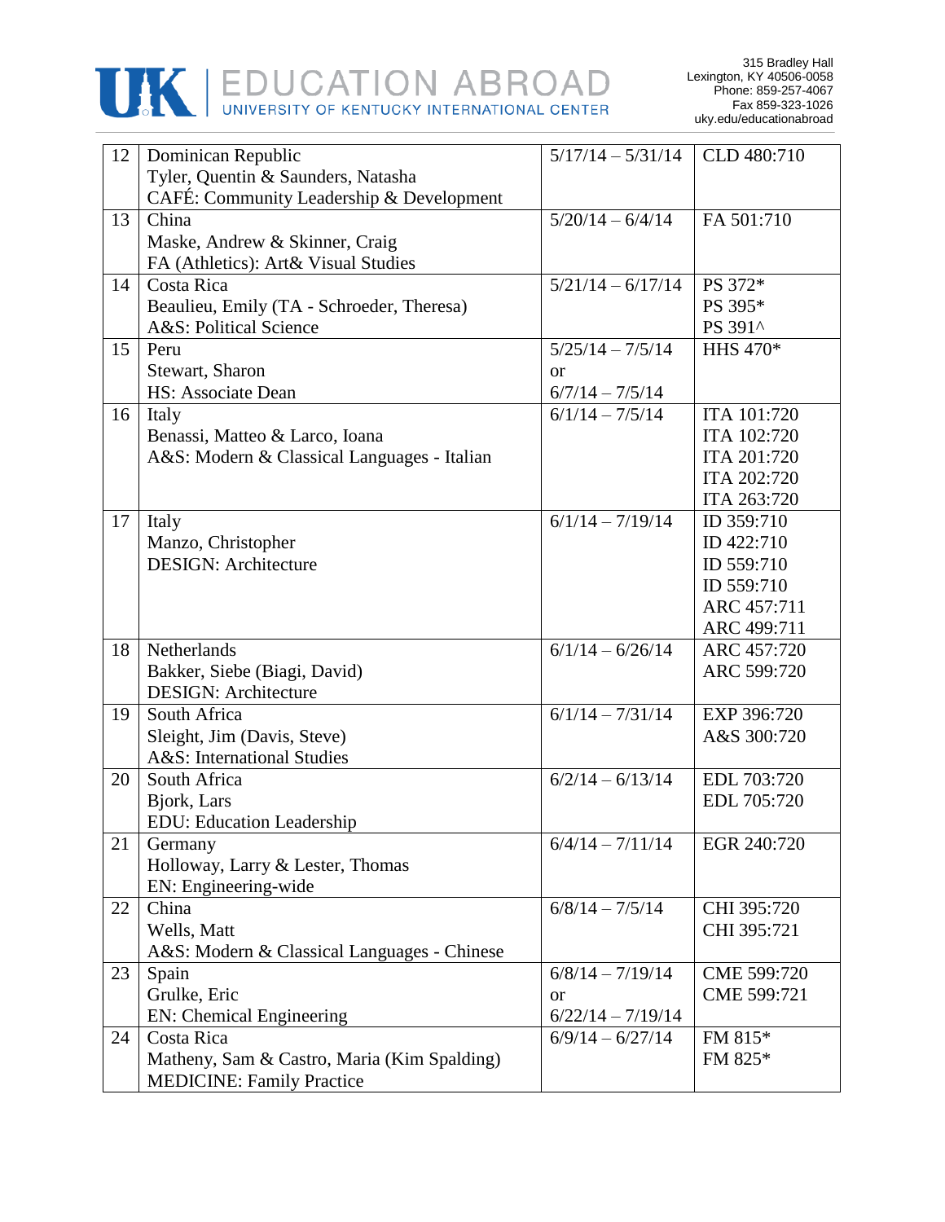| 12 | Dominican Republic<br>Tyler, Quentin & Saunders, Natasha<br>CAFÉ: Community Leadership & Development | 5/17/14 – 5/31/14 | CLD 480:710 |
|---|---|---|---|
| 13 | China<br>Maske, Andrew & Skinner, Craig<br>FA (Athletics): Art& Visual Studies | 5/20/14 – 6/4/14 | FA 501:710 |
| 14 | Costa Rica<br>Beaulieu, Emily (TA - Schroeder, Theresa)<br>A&S: Political Science | 5/21/14 – 6/17/14 | PS 372*<br>PS 395*<br>PS 391^ |
| 15 | Peru<br>Stewart, Sharon<br>HS: Associate Dean | 5/25/14 – 7/5/14<br>or<br>6/7/14 – 7/5/14 | HHS 470* |
| 16 | Italy<br>Benassi, Matteo & Larco, Ioana<br>A&S: Modern & Classical Languages - Italian | 6/1/14 – 7/5/14 | ITA 101:720<br>ITA 102:720<br>ITA 201:720<br>ITA 202:720<br>ITA 263:720 |
| 17 | Italy<br>Manzo, Christopher<br>DESIGN: Architecture | 6/1/14 – 7/19/14 | ID 359:710<br>ID 422:710<br>ID 559:710<br>ID 559:710<br>ARC 457:711<br>ARC 499:711 |
| 18 | Netherlands<br>Bakker, Siebe (Biagi, David)<br>DESIGN: Architecture | 6/1/14 – 6/26/14 | ARC 457:720<br>ARC 599:720 |
| 19 | South Africa<br>Sleight, Jim (Davis, Steve)<br>A&S: International Studies | 6/1/14 – 7/31/14 | EXP 396:720<br>A&S 300:720 |
| 20 | South Africa<br>Bjork, Lars<br>EDU: Education Leadership | 6/2/14 – 6/13/14 | EDL 703:720<br>EDL 705:720 |
| 21 | Germany<br>Holloway, Larry & Lester, Thomas<br>EN: Engineering-wide | 6/4/14 – 7/11/14 | EGR 240:720 |
| 22 | China<br>Wells, Matt<br>A&S: Modern & Classical Languages - Chinese | 6/8/14 – 7/5/14 | CHI 395:720<br>CHI 395:721 |
| 23 | Spain<br>Grulke, Eric<br>EN: Chemical Engineering | 6/8/14 – 7/19/14<br>or<br>6/22/14 – 7/19/14 | CME 599:720<br>CME 599:721 |
| 24 | Costa Rica<br>Matheny, Sam & Castro, Maria (Kim Spalding)<br>MEDICINE: Family Practice | 6/9/14 – 6/27/14 | FM 815*<br>FM 825* |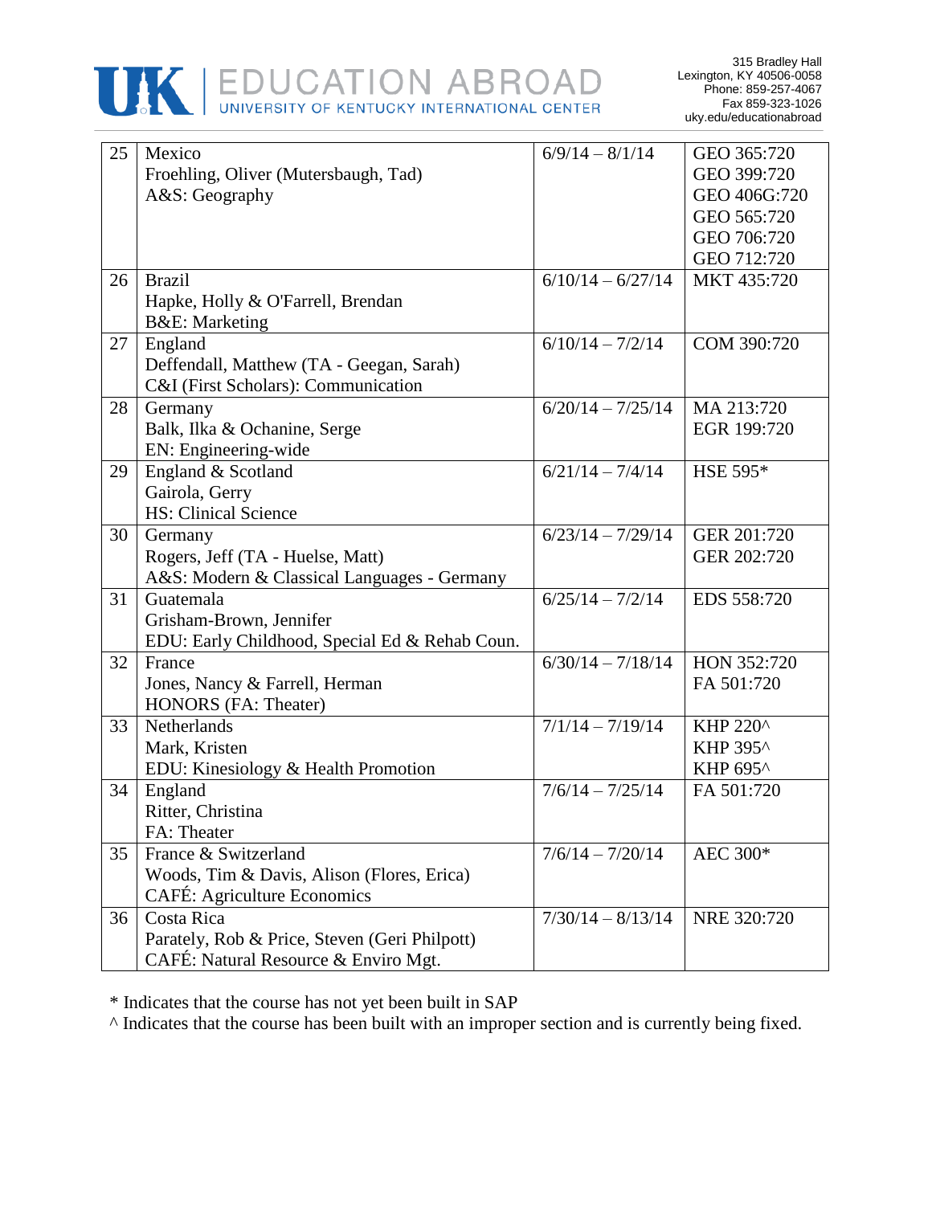| | | | |
|---|---|---|---|
| 25 | Mexico<br>Froehling, Oliver (Mutersbaugh, Tad)<br>A&S: Geography | 6/9/14 – 8/1/14 | GEO 365:720<br>GEO 399:720<br>GEO 406G:720<br>GEO 565:720<br>GEO 706:720<br>GEO 712:720 |
| 26 | Brazil<br>Hapke, Holly & O'Farrell, Brendan<br>B&E: Marketing | 6/10/14 – 6/27/14 | MKT 435:720 |
| 27 | England<br>Deffendall, Matthew (TA - Geegan, Sarah)<br>C&I (First Scholars): Communication | 6/10/14 – 7/2/14 | COM 390:720 |
| 28 | Germany<br>Balk, Ilka & Ochanine, Serge<br>EN: Engineering-wide | 6/20/14 – 7/25/14 | MA 213:720<br>EGR 199:720 |
| 29 | England & Scotland<br>Gairola, Gerry<br>HS: Clinical Science | 6/21/14 – 7/4/14 | HSE 595* |
| 30 | Germany<br>Rogers, Jeff (TA - Huelse, Matt)<br>A&S: Modern & Classical Languages - Germany | 6/23/14 – 7/29/14 | GER 201:720<br>GER 202:720 |
| 31 | Guatemala<br>Grisham-Brown, Jennifer<br>EDU: Early Childhood, Special Ed & Rehab Coun. | 6/25/14 – 7/2/14 | EDS 558:720 |
| 32 | France<br>Jones, Nancy & Farrell, Herman<br>HONORS (FA: Theater) | 6/30/14 – 7/18/14 | HON 352:720<br>FA 501:720 |
| 33 | Netherlands<br>Mark, Kristen<br>EDU: Kinesiology & Health Promotion | 7/1/14 – 7/19/14 | KHP 220^<br>KHP 395^<br>KHP 695^ |
| 34 | England<br>Ritter, Christina<br>FA: Theater | 7/6/14 – 7/25/14 | FA 501:720 |
| 35 | France & Switzerland<br>Woods, Tim & Davis, Alison (Flores, Erica)<br>CAFÉ: Agriculture Economics | 7/6/14 – 7/20/14 | AEC 300* |
| 36 | Costa Rica<br>Parately, Rob & Price, Steven (Geri Philpott)<br>CAFÉ: Natural Resource & Enviro Mgt. | 7/30/14 – 8/13/14 | NRE 320:720 |

* Indicates that the course has not yet been built in SAP

^ Indicates that the course has been built with an improper section and is currently being fixed.